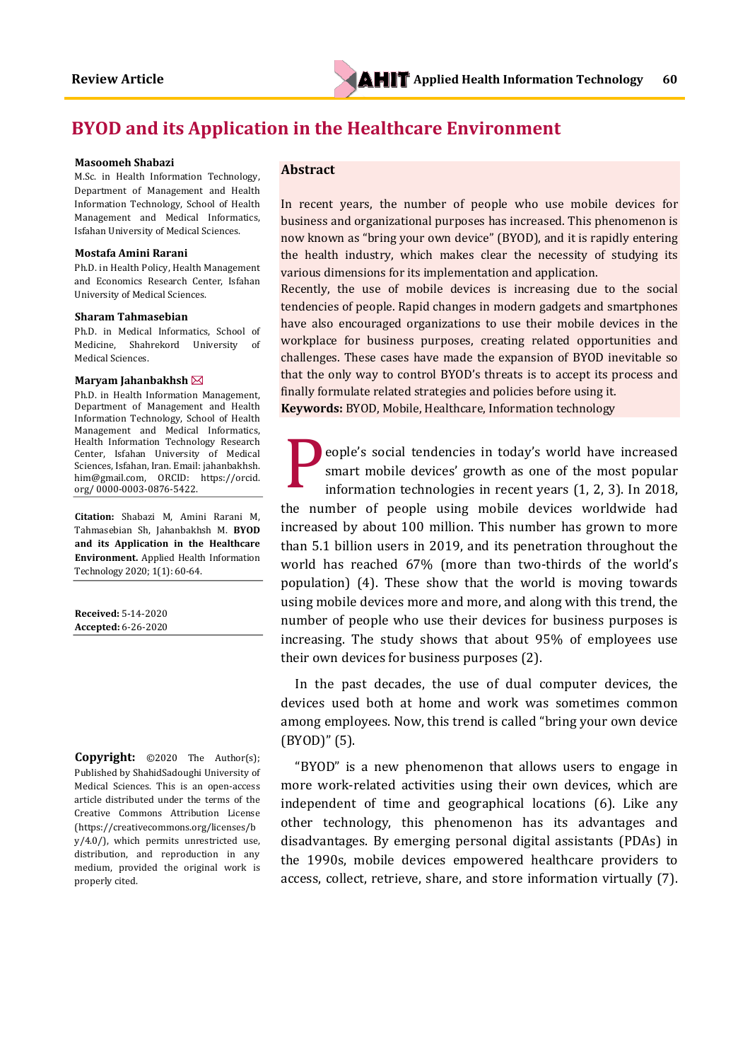Review Article

# BYOD and its Application in the Healthcare Environment

**Masoomeh Shabazi**
M.Sc. in Health Information Technology, Department of Management and Health Information Technology, School of Health Management and Medical Informatics, Isfahan University of Medical Sciences.

**Mostafa Amini Rarani**
Ph.D. in Health Policy, Health Management and Economics Research Center, Isfahan University of Medical Sciences.

**Sharam Tahmasebian**
Ph.D. in Medical Informatics, School of Medicine, Shahrekord University of Medical Sciences.

**Maryam Jahanbakhsh** ✉
Ph.D. in Health Information Management, Department of Management and Health Information Technology, School of Health Management and Medical Informatics, Health Information Technology Research Center, Isfahan University of Medical Sciences, Isfahan, Iran. Email: jahanbakhsh.him@gmail.com, ORCID: https://orcid.org/ 0000-0003-0876-5422.

**Citation:** Shabazi M, Amini Rarani M, Tahmasebian Sh, Jahanbakhsh M. **BYOD and its Application in the Healthcare Environment.** Applied Health Information Technology 2020; 1(1): 60-64.

**Received:** 5-14-2020
**Accepted:** 6-26-2020

**Copyright:** ©2020 The Author(s); Published by ShahidSadoughi University of Medical Sciences. This is an open-access article distributed under the terms of the Creative Commons Attribution License (https://creativecommons.org/licenses/by/4.0/), which permits unrestricted use, distribution, and reproduction in any medium, provided the original work is properly cited.

## Abstract

In recent years, the number of people who use mobile devices for business and organizational purposes has increased. This phenomenon is now known as "bring your own device" (BYOD), and it is rapidly entering the health industry, which makes clear the necessity of studying its various dimensions for its implementation and application.

Recently, the use of mobile devices is increasing due to the social tendencies of people. Rapid changes in modern gadgets and smartphones have also encouraged organizations to use their mobile devices in the workplace for business purposes, creating related opportunities and challenges. These cases have made the expansion of BYOD inevitable so that the only way to control BYOD's threats is to accept its process and finally formulate related strategies and policies before using it.

**Keywords:** BYOD, Mobile, Healthcare, Information technology

People's social tendencies in today's world have increased smart mobile devices' growth as one of the most popular information technologies in recent years (1, 2, 3). In 2018, the number of people using mobile devices worldwide had increased by about 100 million. This number has grown to more than 5.1 billion users in 2019, and its penetration throughout the world has reached 67% (more than two-thirds of the world's population) (4). These show that the world is moving towards using mobile devices more and more, and along with this trend, the number of people who use their devices for business purposes is increasing. The study shows that about 95% of employees use their own devices for business purposes (2).

In the past decades, the use of dual computer devices, the devices used both at home and work was sometimes common among employees. Now, this trend is called "bring your own device (BYOD)" (5).

"BYOD" is a new phenomenon that allows users to engage in more work-related activities using their own devices, which are independent of time and geographical locations (6). Like any other technology, this phenomenon has its advantages and disadvantages. By emerging personal digital assistants (PDAs) in the 1990s, mobile devices empowered healthcare providers to access, collect, retrieve, share, and store information virtually (7).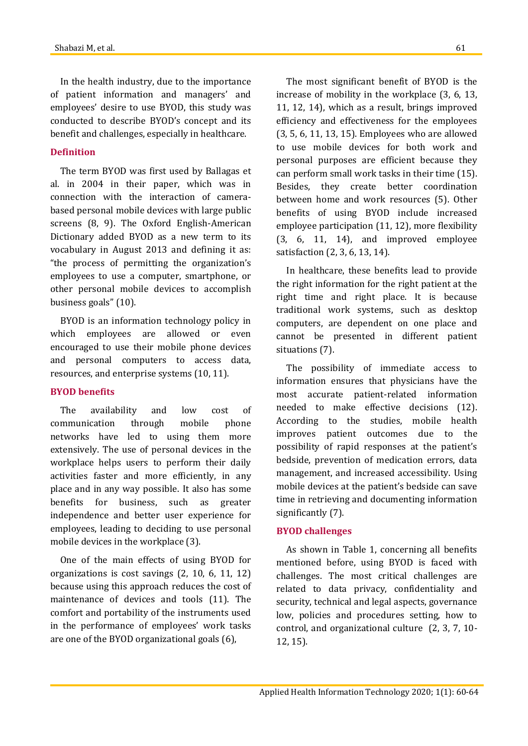In the health industry, due to the importance of patient information and managers' and employees' desire to use BYOD, this study was conducted to describe BYOD's concept and its benefit and challenges, especially in healthcare.

## Definition

The term BYOD was first used by Ballagas et al. in 2004 in their paper, which was in connection with the interaction of camera-based personal mobile devices with large public screens (8, 9). The Oxford English-American Dictionary added BYOD as a new term to its vocabulary in August 2013 and defining it as: "the process of permitting the organization's employees to use a computer, smartphone, or other personal mobile devices to accomplish business goals" (10).

BYOD is an information technology policy in which employees are allowed or even encouraged to use their mobile phone devices and personal computers to access data, resources, and enterprise systems (10, 11).

## BYOD benefits

The availability and low cost of communication through mobile phone networks have led to using them more extensively. The use of personal devices in the workplace helps users to perform their daily activities faster and more efficiently, in any place and in any way possible. It also has some benefits for business, such as greater independence and better user experience for employees, leading to deciding to use personal mobile devices in the workplace (3).

One of the main effects of using BYOD for organizations is cost savings (2, 10, 6, 11, 12) because using this approach reduces the cost of maintenance of devices and tools (11). The comfort and portability of the instruments used in the performance of employees' work tasks are one of the BYOD organizational goals (6),

The most significant benefit of BYOD is the increase of mobility in the workplace (3, 6, 13, 11, 12, 14), which as a result, brings improved efficiency and effectiveness for the employees (3, 5, 6, 11, 13, 15). Employees who are allowed to use mobile devices for both work and personal purposes are efficient because they can perform small work tasks in their time (15). Besides, they create better coordination between home and work resources (5). Other benefits of using BYOD include increased employee participation (11, 12), more flexibility (3, 6, 11, 14), and improved employee satisfaction (2, 3, 6, 13, 14).

In healthcare, these benefits lead to provide the right information for the right patient at the right time and right place. It is because traditional work systems, such as desktop computers, are dependent on one place and cannot be presented in different patient situations (7).

The possibility of immediate access to information ensures that physicians have the most accurate patient-related information needed to make effective decisions (12). According to the studies, mobile health improves patient outcomes due to the possibility of rapid responses at the patient's bedside, prevention of medication errors, data management, and increased accessibility. Using mobile devices at the patient's bedside can save time in retrieving and documenting information significantly (7).

## BYOD challenges

As shown in Table 1, concerning all benefits mentioned before, using BYOD is faced with challenges. The most critical challenges are related to data privacy, confidentiality and security, technical and legal aspects, governance low, policies and procedures setting, how to control, and organizational culture (2, 3, 7, 10-12, 15).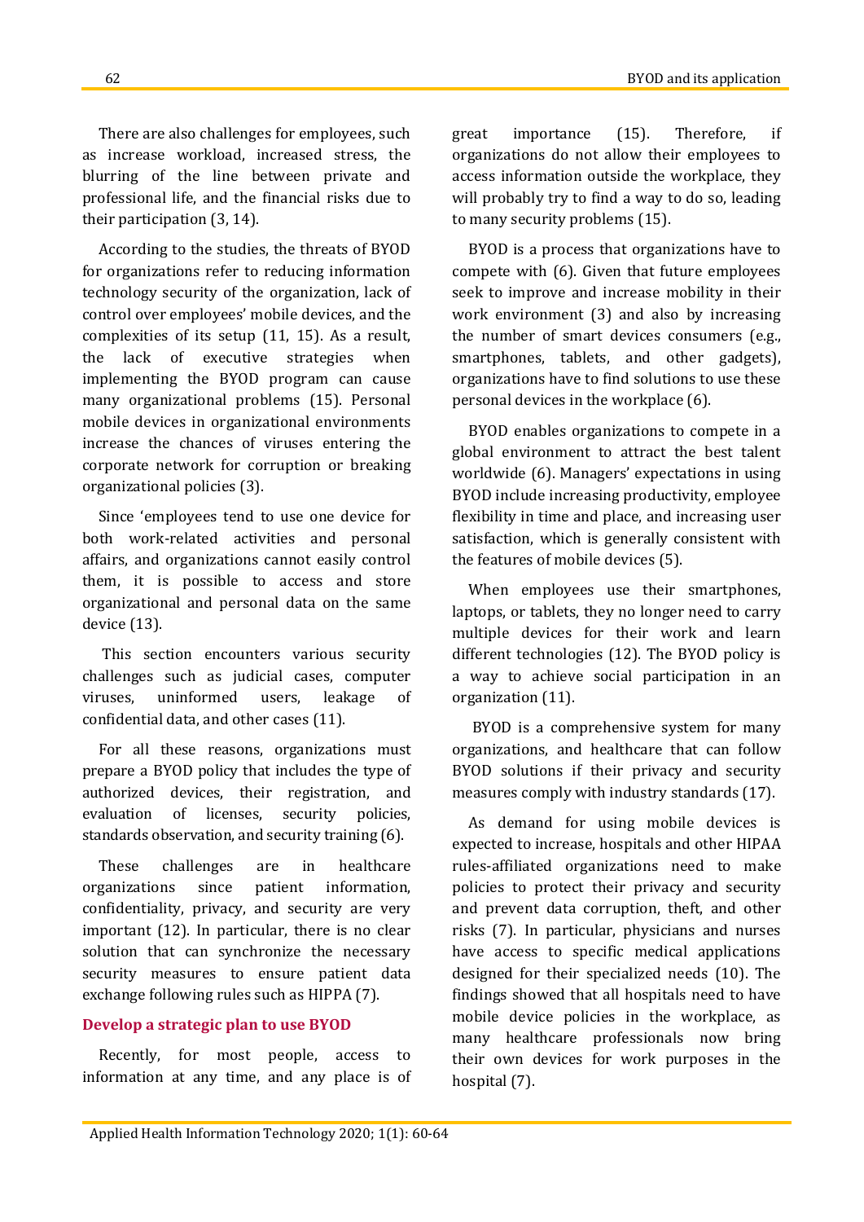There are also challenges for employees, such as increase workload, increased stress, the blurring of the line between private and professional life, and the financial risks due to their participation (3, 14).

According to the studies, the threats of BYOD for organizations refer to reducing information technology security of the organization, lack of control over employees' mobile devices, and the complexities of its setup (11, 15). As a result, the lack of executive strategies when implementing the BYOD program can cause many organizational problems (15). Personal mobile devices in organizational environments increase the chances of viruses entering the corporate network for corruption or breaking organizational policies (3).

Since 'employees tend to use one device for both work-related activities and personal affairs, and organizations cannot easily control them, it is possible to access and store organizational and personal data on the same device (13).

This section encounters various security challenges such as judicial cases, computer viruses, uninformed users, leakage of confidential data, and other cases (11).

For all these reasons, organizations must prepare a BYOD policy that includes the type of authorized devices, their registration, and evaluation of licenses, security policies, standards observation, and security training (6).

These challenges are in healthcare organizations since patient information, confidentiality, privacy, and security are very important (12). In particular, there is no clear solution that can synchronize the necessary security measures to ensure patient data exchange following rules such as HIPPA (7).

## Develop a strategic plan to use BYOD

Recently, for most people, access to information at any time, and any place is of great importance (15). Therefore, if organizations do not allow their employees to access information outside the workplace, they will probably try to find a way to do so, leading to many security problems (15).

BYOD is a process that organizations have to compete with (6). Given that future employees seek to improve and increase mobility in their work environment (3) and also by increasing the number of smart devices consumers (e.g., smartphones, tablets, and other gadgets), organizations have to find solutions to use these personal devices in the workplace (6).

BYOD enables organizations to compete in a global environment to attract the best talent worldwide (6). Managers' expectations in using BYOD include increasing productivity, employee flexibility in time and place, and increasing user satisfaction, which is generally consistent with the features of mobile devices (5).

When employees use their smartphones, laptops, or tablets, they no longer need to carry multiple devices for their work and learn different technologies (12). The BYOD policy is a way to achieve social participation in an organization (11).

BYOD is a comprehensive system for many organizations, and healthcare that can follow BYOD solutions if their privacy and security measures comply with industry standards (17).

As demand for using mobile devices is expected to increase, hospitals and other HIPAA rules-affiliated organizations need to make policies to protect their privacy and security and prevent data corruption, theft, and other risks (7). In particular, physicians and nurses have access to specific medical applications designed for their specialized needs (10). The findings showed that all hospitals need to have mobile device policies in the workplace, as many healthcare professionals now bring their own devices for work purposes in the hospital (7).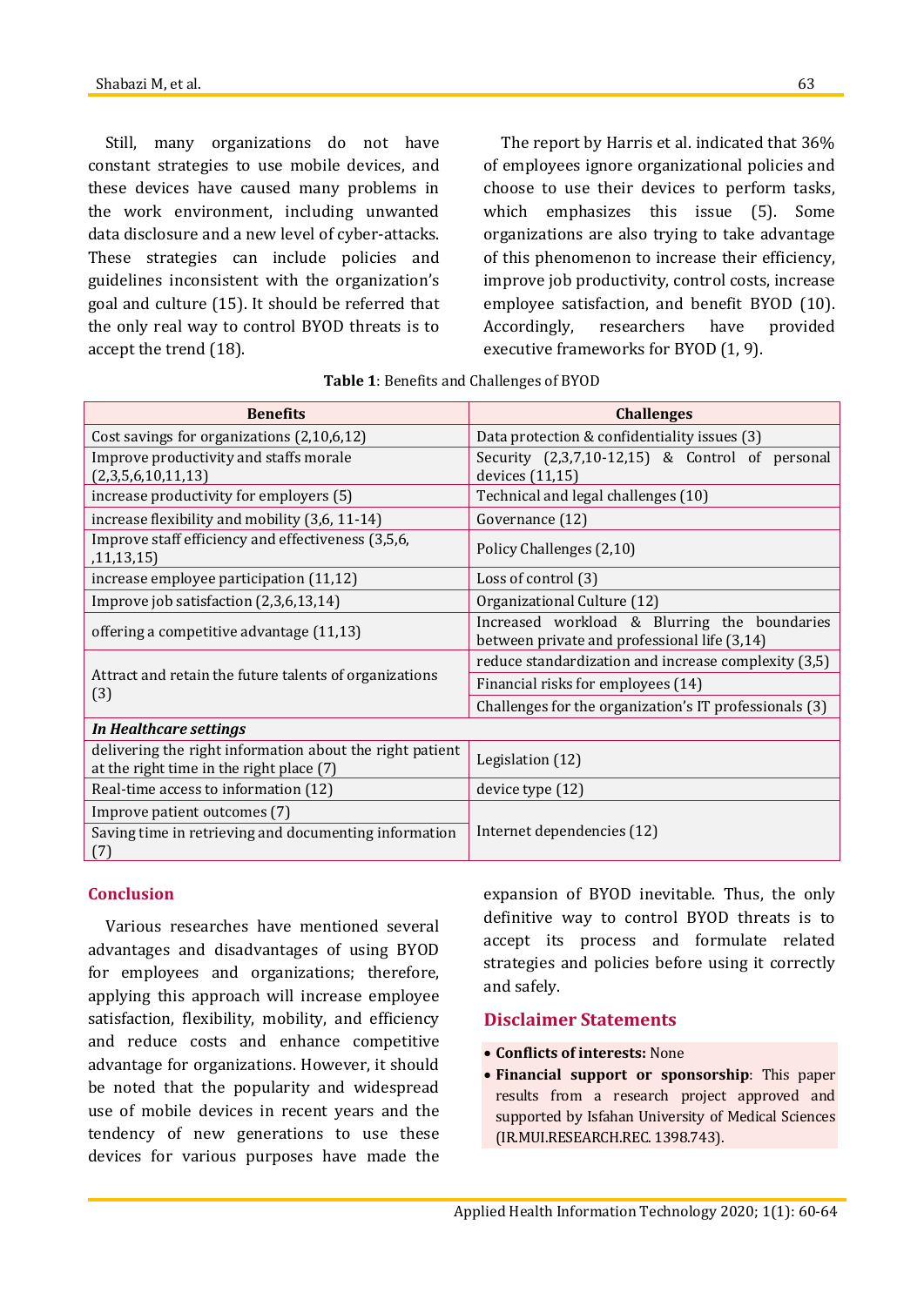Still, many organizations do not have constant strategies to use mobile devices, and these devices have caused many problems in the work environment, including unwanted data disclosure and a new level of cyber-attacks. These strategies can include policies and guidelines inconsistent with the organization's goal and culture (15). It should be referred that the only real way to control BYOD threats is to accept the trend (18).

The report by Harris et al. indicated that 36% of employees ignore organizational policies and choose to use their devices to perform tasks, which emphasizes this issue (5). Some organizations are also trying to take advantage of this phenomenon to increase their efficiency, improve job productivity, control costs, increase employee satisfaction, and benefit BYOD (10). Accordingly, researchers have provided executive frameworks for BYOD (1, 9).

**Table 1**: Benefits and Challenges of BYOD

| Benefits | Challenges |
|---|---|
| Cost savings for organizations (2,10,6,12) | Data protection & confidentiality issues (3) |
| Improve productivity and staffs morale (2,3,5,6,10,11,13) | Security (2,3,7,10-12,15) & Control of personal devices (11,15) |
| increase productivity for employers (5) | Technical and legal challenges (10) |
| increase flexibility and mobility (3,6, 11-14) | Governance (12) |
| Improve staff efficiency and effectiveness (3,5,6, ,11,13,15) | Policy Challenges (2,10) |
| increase employee participation (11,12) | Loss of control (3) |
| Improve job satisfaction (2,3,6,13,14) | Organizational Culture (12) |
| offering a competitive advantage (11,13) | Increased workload & Blurring the boundaries between private and professional life (3,14) |
| Attract and retain the future talents of organizations (3) | reduce standardization and increase complexity (3,5) |
| | Financial risks for employees (14) |
| | Challenges for the organization's IT professionals (3) |
| ***In Healthcare settings*** | |
| delivering the right information about the right patient at the right time in the right place (7) | Legislation (12) |
| Real-time access to information (12) | device type (12) |
| Improve patient outcomes (7) | Internet dependencies (12) |
| Saving time in retrieving and documenting information (7) | |

## Conclusion

Various researches have mentioned several advantages and disadvantages of using BYOD for employees and organizations; therefore, applying this approach will increase employee satisfaction, flexibility, mobility, and efficiency and reduce costs and enhance competitive advantage for organizations. However, it should be noted that the popularity and widespread use of mobile devices in recent years and the tendency of new generations to use these devices for various purposes have made the expansion of BYOD inevitable. Thus, the only definitive way to control BYOD threats is to accept its process and formulate related strategies and policies before using it correctly and safely.

## Disclaimer Statements

- **Conflicts of interests:** None
- **Financial support or sponsorship**: This paper results from a research project approved and supported by Isfahan University of Medical Sciences (IR.MUI.RESEARCH.REC. 1398.743).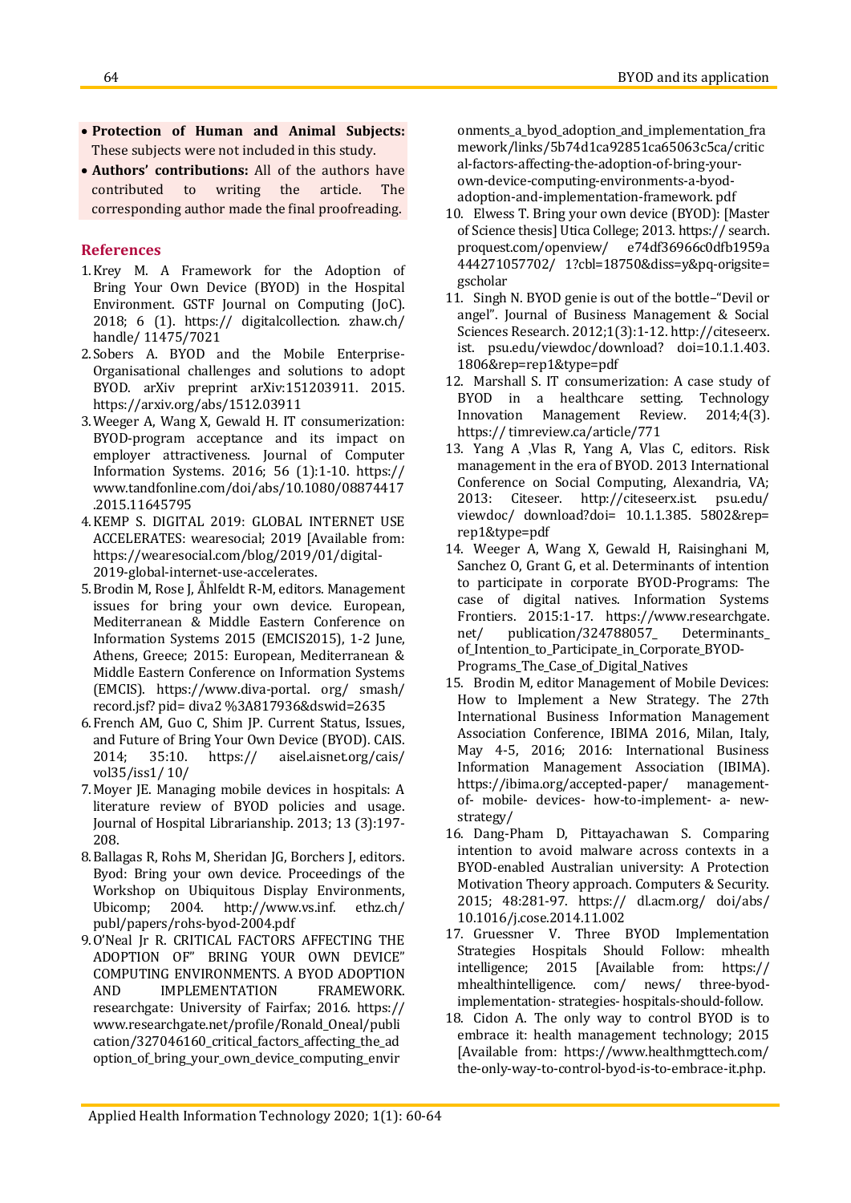- **Protection of Human and Animal Subjects:** These subjects were not included in this study.
- **Authors' contributions:** All of the authors have contributed to writing the article. The corresponding author made the final proofreading.

## References

1. Krey M. A Framework for the Adoption of Bring Your Own Device (BYOD) in the Hospital Environment. GSTF Journal on Computing (JoC). 2018; 6 (1). https:// digitalcollection. zhaw.ch/ handle/ 11475/7021
2. Sobers A. BYOD and the Mobile Enterprise-Organisational challenges and solutions to adopt BYOD. arXiv preprint arXiv:151203911. 2015. https://arxiv.org/abs/1512.03911
3. Weeger A, Wang X, Gewald H. IT consumerization: BYOD-program acceptance and its impact on employer attractiveness. Journal of Computer Information Systems. 2016; 56 (1):1-10. https:// www.tandfonline.com/doi/abs/10.1080/08874417 .2015.11645795
4. KEMP S. DIGITAL 2019: GLOBAL INTERNET USE ACCELERATES: wearesocial; 2019 [Available from: https://wearesocial.com/blog/2019/01/digital-2019-global-internet-use-accelerates.
5. Brodin M, Rose J, Åhlfeldt R-M, editors. Management issues for bring your own device. European, Mediterranean & Middle Eastern Conference on Information Systems 2015 (EMCIS2015), 1-2 June, Athens, Greece; 2015: European, Mediterranean & Middle Eastern Conference on Information Systems (EMCIS). https://www.diva-portal. org/ smash/ record.jsf? pid= diva2 %3A817936&dswid=2635
6. French AM, Guo C, Shim JP. Current Status, Issues, and Future of Bring Your Own Device (BYOD). CAIS. 2014; 35:10. https:// aisel.aisnet.org/cais/ vol35/iss1/ 10/
7. Moyer JE. Managing mobile devices in hospitals: A literature review of BYOD policies and usage. Journal of Hospital Librarianship. 2013; 13 (3):197-208.
8. Ballagas R, Rohs M, Sheridan JG, Borchers J, editors. Byod: Bring your own device. Proceedings of the Workshop on Ubiquitous Display Environments, Ubicomp; 2004. http://www.vs.inf. ethz.ch/ publ/papers/rohs-byod-2004.pdf
9. O'Neal Jr R. CRITICAL FACTORS AFFECTING THE ADOPTION OF" BRING YOUR OWN DEVICE" COMPUTING ENVIRONMENTS. A BYOD ADOPTION AND IMPLEMENTATION FRAMEWORK. researchgate: University of Fairfax; 2016. https:// www.researchgate.net/profile/Ronald_Oneal/publication/327046160_critical_factors_affecting_the_adoption_of_bring_your_own_device_computing_environments_a_byod_adoption_and_implementation_framework/links/5b74d1ca92851ca65063c5ca/critical-factors-affecting-the-adoption-of-bring-your-own-device-computing-environments-a-byod-adoption-and-implementation-framework. pdf
10. Elwess T. Bring your own device (BYOD): [Master of Science thesis] Utica College; 2013. https:// search. proquest.com/openview/ e74df36966c0dfb1959a 444271057702/ 1?cbl=18750&diss=y&pq-origsite= gscholar
11. Singh N. BYOD genie is out of the bottle–"Devil or angel". Journal of Business Management & Social Sciences Research. 2012;1(3):1-12. http://citeseerx. ist. psu.edu/viewdoc/download? doi=10.1.1.403. 1806&rep=rep1&type=pdf
12. Marshall S. IT consumerization: A case study of BYOD in a healthcare setting. Technology Innovation Management Review. 2014;4(3). https:// timreview.ca/article/771
13. Yang A ,Vlas R, Yang A, Vlas C, editors. Risk management in the era of BYOD. 2013 International Conference on Social Computing, Alexandria, VA; 2013: Citeseer. http://citeseerx.ist. psu.edu/ viewdoc/ download?doi= 10.1.1.385. 5802&rep= rep1&type=pdf
14. Weeger A, Wang X, Gewald H, Raisinghani M, Sanchez O, Grant G, et al. Determinants of intention to participate in corporate BYOD-Programs: The case of digital natives. Information Systems Frontiers. 2015:1-17. https://www.researchgate. net/ publication/324788057_ Determinants_ of_Intention_to_Participate_in_Corporate_BYOD-Programs_The_Case_of_Digital_Natives
15. Brodin M, editor Management of Mobile Devices: How to Implement a New Strategy. The 27th International Business Information Management Association Conference, IBIMA 2016, Milan, Italy, May 4-5, 2016; 2016: International Business Information Management Association (IBIMA). https://ibima.org/accepted-paper/ management-of- mobile- devices- how-to-implement- a- new-strategy/
16. Dang-Pham D, Pittayachawan S. Comparing intention to avoid malware across contexts in a BYOD-enabled Australian university: A Protection Motivation Theory approach. Computers & Security. 2015; 48:281-97. https:// dl.acm.org/ doi/abs/ 10.1016/j.cose.2014.11.002
17. Gruessner V. Three BYOD Implementation Strategies Hospitals Should Follow: mhealth intelligence; 2015 [Available from: https:// mhealthintelligence. com/ news/ three-byod-implementation- strategies- hospitals-should-follow.
18. Cidon A. The only way to control BYOD is to embrace it: health management technology; 2015 [Available from: https://www.healthmgttech.com/ the-only-way-to-control-byod-is-to-embrace-it.php.